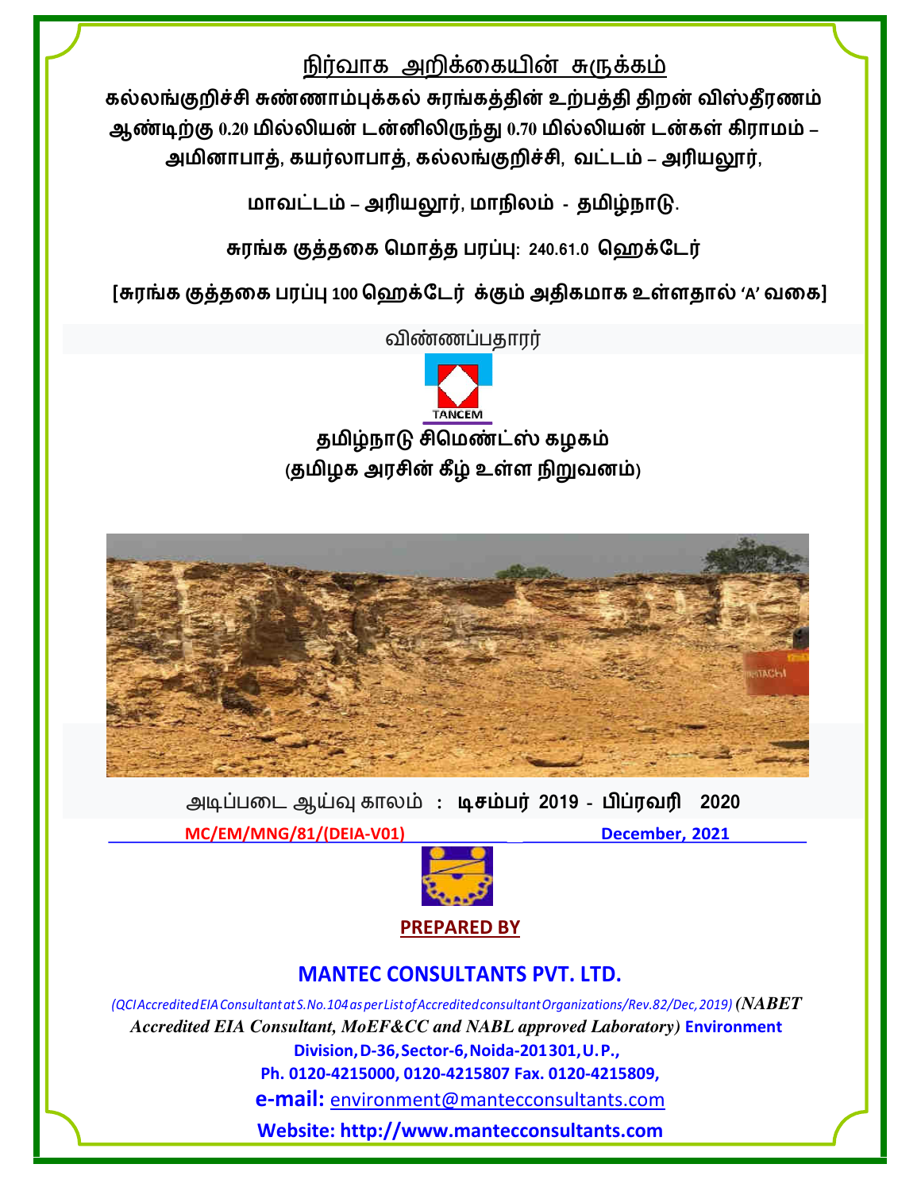# நிர்வாக அறிக்கையின் சுருக்கம்

**கல்லங்குறிச்சி சுண்ணாம்புக்கல் சுரங்கத்தின் உற்பத்தி திறன் விஸ்தீரணம் ஆண்டிற்கு 0.20 மில்லியன் டன்னிலிருந்து 0.70 மில்லியன் டன்கள் கிராமம் – அமினாபாத், கயர்லாபாத், கல்லங்குறிச்சி, வட்டம் – அரியலூர்,**

**மாவட்டம் – அரியலூர், மாநிலம் - தமிழ்நாடு.**

**சுரங்க குத்தகை மொத்த பரப்பு: 240.61.0 ஹெக்டேர்**

**[சுரங்க குத்தகை பரப்பு 100 ஹெக்டேர் க்கும் அதிகமாக உள்ளதால் 'A' வகை]**

விண்ணப்பதாரர்

TANCEM

**தமிழ்நாடு சிமெண்ட்ஸ் கழகம்**
**(தமிழக அரசின் கீழ் உள்ள நிறுவனம்)**

அடிப்படை ஆய்வு காலம் : **டிசம்பர் 2019 - பிப்ரவரி 2020**

**MC/EM/MNG/81/(DEIA-V01)** **December, 2021**

**PREPARED BY**

## MANTEC CONSULTANTS PVT. LTD.

*(QCI Accredited EIA Consultant at S.No.104 as per List of Accredited consultant Organizations/Rev.82/Dec, 2019) (NABET Accredited EIA Consultant, MoEF&CC and NABL approved Laboratory)* **Environment Division, D-36, Sector-6, Noida-201301, U.P.,**

**Ph. 0120-4215000, 0120-4215807 Fax. 0120-4215809,**

**e-mail:** environment@mantecconsultants.com

**Website: http://www.mantecconsultants.com**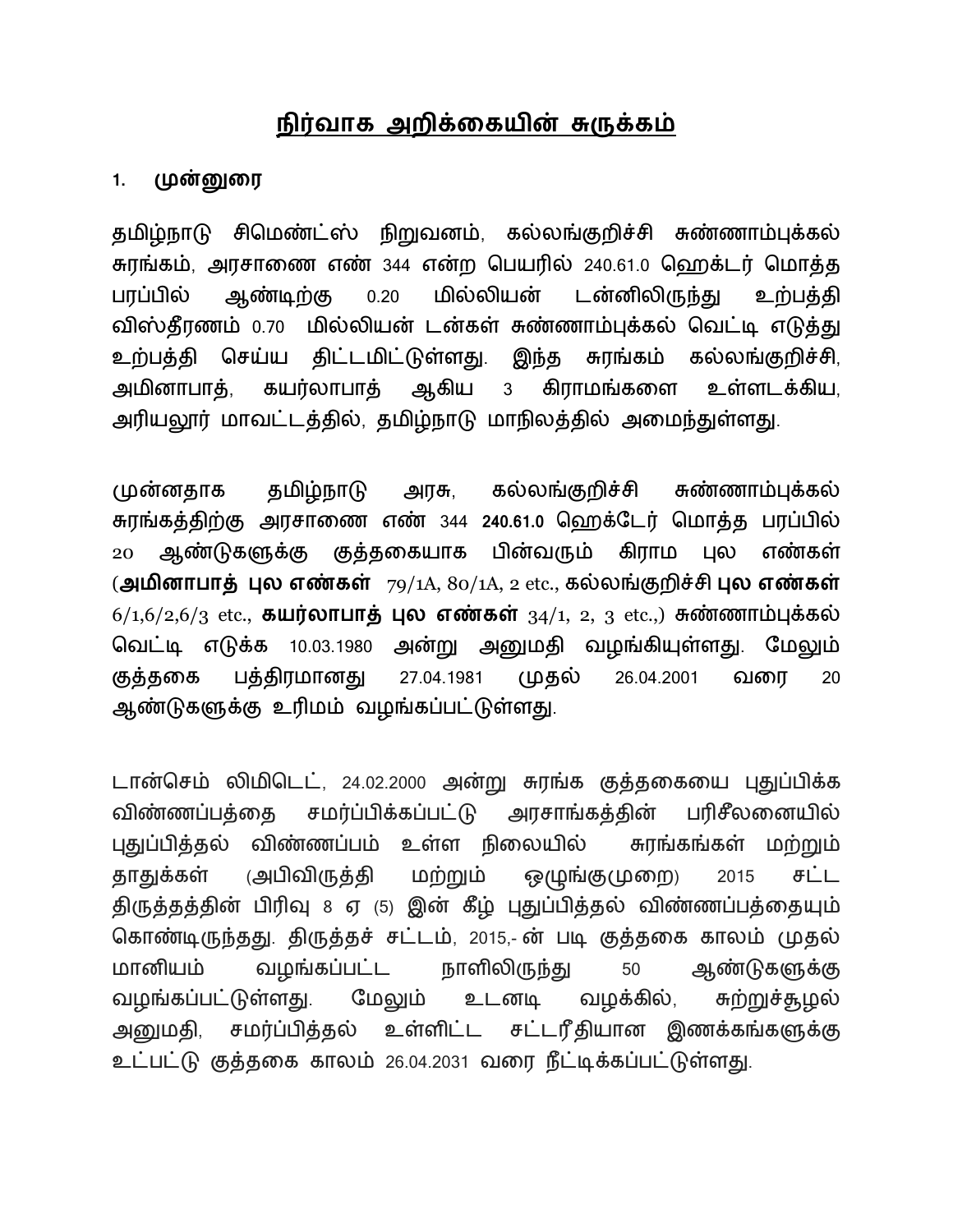# நிர்வாக அறிக்கையின் சுருக்கம்

## 1. முன்னுரை

தமிழ்நாடு சிமெண்ட்ஸ் நிறுவனம், கல்லங்குறிச்சி சுண்ணாம்புக்கல் சுரங்கம், அரசாணை எண் 344 என்ற பெயரில் 240.61.0 ஹெக்டர் மொத்த பரப்பில் ஆண்டிற்கு 0.20 மில்லியன் டன்னிலிருந்து உற்பத்தி விஸ்தீரணம் 0.70 மில்லியன் டன்கள் சுண்ணாம்புக்கல் வெட்டி எடுத்து உற்பத்தி செய்ய திட்டமிட்டுள்ளது. இந்த சுரங்கம் கல்லங்குறிச்சி, அமினாபாத், கயர்லாபாத் ஆகிய 3 கிராமங்களை உள்ளடக்கிய, அரியலூர் மாவட்டத்தில், தமிழ்நாடு மாநிலத்தில் அமைந்துள்ளது.

முன்னதாக தமிழ்நாடு அரசு, கல்லங்குறிச்சி சுண்ணாம்புக்கல் சுரங்கத்திற்கு அரசாணை எண் 344 **240.61.0** ஹெக்டேர் மொத்த பரப்பில் 20 ஆண்டுகளுக்கு குத்தகையாக பின்வரும் கிராம புல எண்கள் (**அமினாபாத் புல எண்கள்** 79/1A, 80/1A, 2 etc., கல்லங்குறிச்சி **புல எண்கள்** 6/1,6/2,6/3 etc., **கயர்லாபாத் புல எண்கள்** 34/1, 2, 3 etc.,) சுண்ணாம்புக்கல் வெட்டி எடுக்க 10.03.1980 **அன்று அனுமதி வழங்கியுள்ளது**. மேலும் குத்தகை பத்திரமானது 27.04.1981 முதல் 26.04.2001 வரை 20 ஆண்டுகளுக்கு உரிமம் வழங்கப்பட்டுள்ளது.

டான்செம் லிமிடெட், 24.02.2000 அன்று சுரங்க குத்தகையை புதுப்பிக்க விண்ணப்பத்தை சமர்ப்பிக்கப்பட்டு அரசாங்கத்தின் பரிசீலனையில் புதுப்பித்தல் விண்ணப்பம் உள்ள நிலையில் சுரங்கங்கள் மற்றும் தாதுக்கள் (அபிவிருத்தி மற்றும் ஒழுங்குமுறை) 2015 சட்ட திருத்தத்தின் பிரிவு 8 ஏ (5) இன் கீழ் புதுப்பித்தல் விண்ணப்பத்தையும் கொண்டிருந்தது. திருத்தச் சட்டம், 2015,- ன் படி குத்தகை காலம் முதல் மானியம் வழங்கப்பட்ட நாளிலிருந்து 50 ஆண்டுகளுக்கு வழங்கப்பட்டுள்ளது. மேலும் உடனடி வழக்கில், சுற்றுச்சூழல் அனுமதி, சமர்ப்பித்தல் உள்ளிட்ட சட்டரீதியான இணக்கங்களுக்கு உட்பட்டு குத்தகை காலம் 26.04.2031 வரை நீட்டிக்கப்பட்டுள்ளது.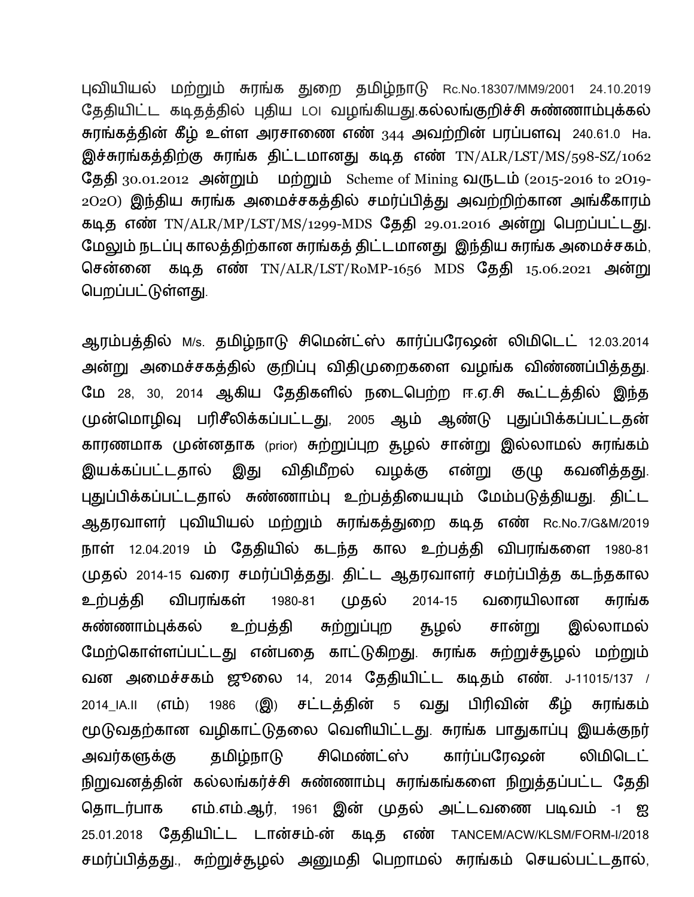புவியியல் மற்றும் சுரங்க துறை தமிழ்நாடு Rc.No.18307/MM9/2001 24.10.2019 தேதியிட்ட கடிதத்தில் புதிய LOI வழங்கியது.**கல்லங்குறிச்சி சுண்ணாம்புக்கல் சுரங்கத்தின் கீழ் உள்ள அரசாணை எண் 344 அவற்றின் பரப்பளவு** 240.61.0 Ha. **இச்சுரங்கத்திற்கு சுரங்க திட்டமானது கடித எண்** TN/ALR/LST/MS/598-SZ/1062 **தேதி** 30.01.2012 **அன்றும் மற்றும்** Scheme of Mining **வருடம்** (2015-2016 to 2O19-2O2O) **இந்திய சுரங்க அமைச்சகத்தில் சமர்ப்பித்து அவற்றிற்கான அங்கீகாரம் கடித எண்** TN/ALR/MP/LST/MS/1299-MDS **தேதி** 29.01.2016 **அன்று பெறப்பட்டது. மேலும் நடப்பு காலத்திற்கான சுரங்கத் திட்டமானது இந்திய சுரங்க அமைச்சகம், சென்னை கடித எண்** TN/ALR/LST/RoMP-1656 MDS **தேதி** 15.06.2021 **அன்று** பெறப்பட்டுள்ளது.

ஆரம்பத்தில் M/s. **தமிழ்நாடு சிமெண்ட்ஸ் கார்ப்பரேஷன் லிமிடெட்** 12.03.2014 **அன்று அமைச்சகத்தில் குறிப்பு விதிமுறைகளை வழங்க விண்ணப்பித்தது. மே** 28, 30, 2014 **ஆகிய தேதிகளில் நடைபெற்ற ஈ.ஏ.சி கூட்டத்தில் இந்த முன்மொழிவு பரிசீலிக்கப்பட்டது**, 2005 **ஆம் ஆண்டு புதுப்பிக்கப்பட்டதன் காரணமாக முன்னதாக** (prior) **சுற்றுப்புற சூழல் சான்று இல்லாமல் சுரங்கம் இயக்கப்பட்டதால் இது விதிமீறல் வழக்கு என்று குழு கவனித்தது.** புதுப்பிக்கப்பட்டதால் சுண்ணாம்பு உற்பத்தியையும் மேம்படுத்தியது. **திட்ட ஆதரவாளர் புவியியல் மற்றும் சுரங்கத்துறை கடித எண்** Rc.No.7/G&M/2019 **நாள்** 12.04.2019 **ம் தேதியில் கடந்த கால உற்பத்தி விபரங்களை** 1980-81 **முதல்** 2014-15 **வரை சமர்ப்பித்தது. திட்ட ஆதரவாளர் சமர்ப்பித்த கடந்தகால உற்பத்தி விபரங்கள்** 1980-81 **முதல்** 2014-15 **வரையிலான சுரங்க சுண்ணாம்புக்கல் உற்பத்தி சுற்றுப்புற சூழல் சான்று இல்லாமல்** மேற்கொள்ளப்பட்டது என்பதை காட்டுகிறது. **சுரங்க சுற்றுச்சூழல் மற்றும் வன அமைச்சகம் ஜூலை** 14, 2014 **தேதியிட்ட கடிதம் எண்.** J-11015/137 / 2014_IA.II (எம்) 1986 (இ) **சட்டத்தின்** 5 **வது பிரிவின் கீழ் சுரங்கம்** மூடுவதற்கான வழிகாட்டுதலை வெளியிட்டது. சுரங்க பாதுகாப்பு இயக்குநர் அவர்களுக்கு தமிழ்நாடு சிமெண்ட்ஸ் கார்ப்பரேஷன் லிமிடெட் நிறுவனத்தின் கல்லங்கர்ச்சி சுண்ணாம்பு சுரங்கங்களை நிறுத்தப்பட்ட தேதி தொடர்பாக எம்.எம்.ஆர், 1961 **இன் முதல் அட்டவணை படிவம்** -1 **ஐ** 25.01.2018 **தேதியிட்ட டான்சம்-ன் கடித எண்** TANCEM/ACW/KLSM/FORM-I/2018 சமர்ப்பித்தது., சுற்றுச்சூழல் அனுமதி பெறாமல் சுரங்கம் செயல்பட்டதால்,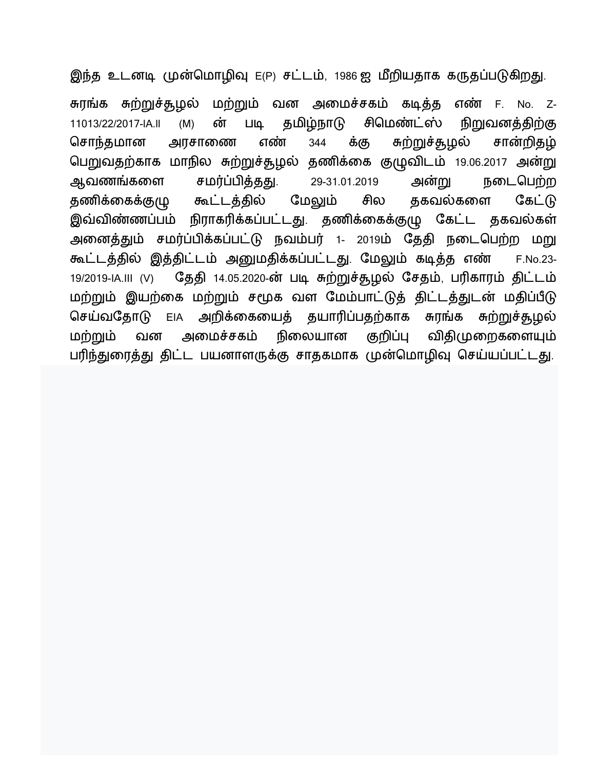இந்த உடனடி முன்மொழிவு E(P) சட்டம், 1986 ஐ மீறியதாக கருதப்படுகிறது.

சுரங்க சுற்றுச்சூழல் மற்றும் வன அமைச்சகம் கடித்த எண் F. No. Z-11013/22/2017-IA.II (M) ன் படி தமிழ்நாடு சிமெண்ட்ஸ் நிறுவனத்திற்கு சொந்தமான அரசாணை எண் 344 க்கு சுற்றுச்சூழல் சான்றிதழ் பெறுவதற்காக மாநில சுற்றுச்சூழல் தணிக்கை குழுவிடம் 19.06.2017 அன்று ஆவணங்களை சமர்ப்பித்தது. 29-31.01.2019 அன்று நடைபெற்ற தணிக்கைக்குழு கூட்டத்தில் மேலும் சில தகவல்களை கேட்டு இவ்விண்ணப்பம் நிராகரிக்கப்பட்டது. தணிக்கைக்குழு கேட்ட தகவல்கள் அனைத்தும் சமர்ப்பிக்கப்பட்டு நவம்பர் 1- 2019ம் தேதி நடைபெற்ற மறு கூட்டத்தில் இத்திட்டம் அனுமதிக்கப்பட்டது. மேலும் கடித்த எண் F.No.23-19/2019-IA.III (V) தேதி 14.05.2020-ன் படி சுற்றுச்சூழல் சேதம், பரிகாரம் திட்டம் மற்றும் இயற்கை மற்றும் சமூக வள மேம்பாட்டுத் திட்டத்துடன் மதிப்பீடு செய்வதோடு EIA அறிக்கையைத் தயாரிப்பதற்காக சுரங்க சுற்றுச்சூழல் மற்றும் வன அமைச்சகம் நிலையான குறிப்பு விதிமுறைகளையும் பரிந்துரைத்து திட்ட பயனாளருக்கு சாதகமாக முன்மொழிவு செய்யப்பட்டது.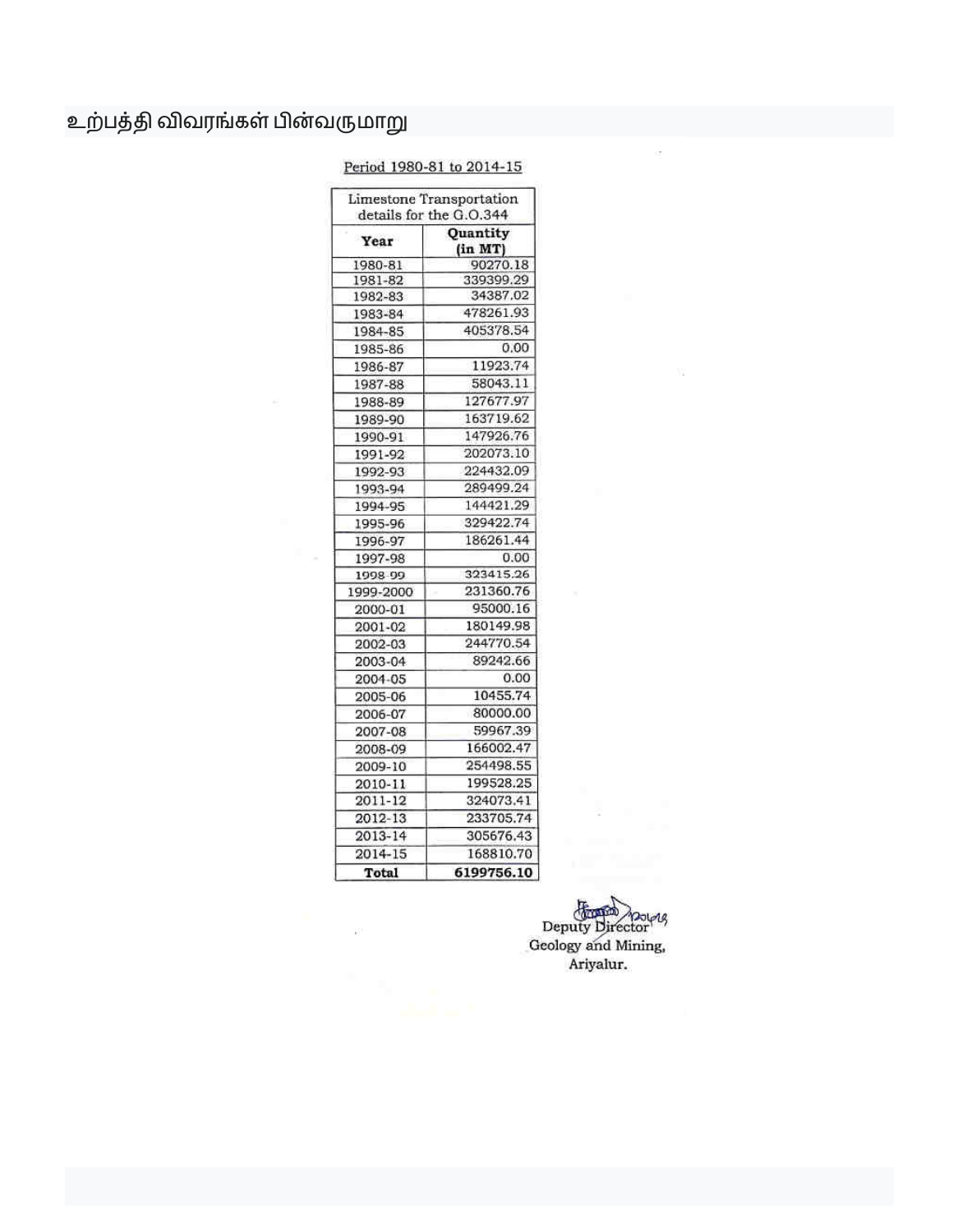# உற்பத்தி விவரங்கள் பின்வருமாறு

Period 1980-81 to 2014-15

| Limestone Transportation details for the G.O.344 | |
|---|---|
| **Year** | **Quantity (in MT)** |
| 1980-81 | 90270.18 |
| 1981-82 | 339399.29 |
| 1982-83 | 34387.02 |
| 1983-84 | 478261.93 |
| 1984-85 | 405378.54 |
| 1985-86 | 0.00 |
| 1986-87 | 11923.74 |
| 1987-88 | 58043.11 |
| 1988-89 | 127677.97 |
| 1989-90 | 163719.62 |
| 1990-91 | 147926.76 |
| 1991-92 | 202073.10 |
| 1992-93 | 224432.09 |
| 1993-94 | 289499.24 |
| 1994-95 | 144421.29 |
| 1995-96 | 329422.74 |
| 1996-97 | 186261.44 |
| 1997-98 | 0.00 |
| 1998-99 | 323415.26 |
| 1999-2000 | 231360.76 |
| 2000-01 | 95000.16 |
| 2001-02 | 180149.98 |
| 2002-03 | 244770.54 |
| 2003-04 | 89242.66 |
| 2004-05 | 0.00 |
| 2005-06 | 10455.74 |
| 2006-07 | 80000.00 |
| 2007-08 | 59967.39 |
| 2008-09 | 166002.47 |
| 2009-10 | 254498.55 |
| 2010-11 | 199528.25 |
| 2011-12 | 324073.41 |
| 2012-13 | 233705.74 |
| 2013-14 | 305676.43 |
| 2014-15 | 168810.70 |
| **Total** | **6199756.10** |

Deputy Director
Geology and Mining,
Ariyalur.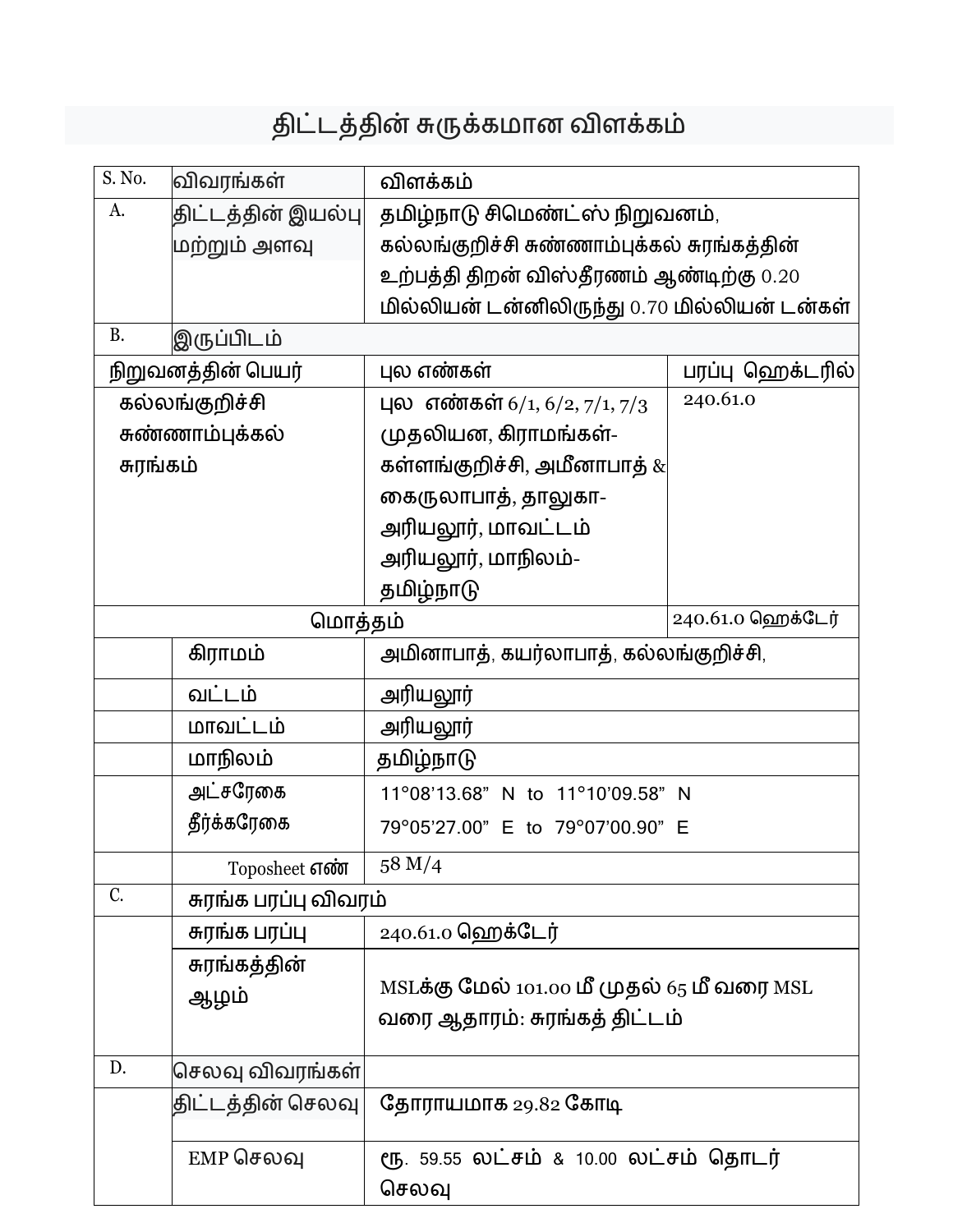# திட்டத்தின் சுருக்கமான விளக்கம்

| S. No. | விவரங்கள் | விளக்கம் | |
|---|---|---|---|
| A. | திட்டத்தின் இயல்பு மற்றும் அளவு | தமிழ்நாடு சிமெண்ட்ஸ் நிறுவனம், கல்லங்குறிச்சி சுண்ணாம்புக்கல் சுரங்கத்தின் உற்பத்தி திறன் விஸ்தீரணம் ஆண்டிற்கு 0.20 மில்லியன் டன்னிலிருந்து 0.70 மில்லியன் டன்கள் | |
| B. | இருப்பிடம் | | |
| நிறுவனத்தின் பெயர் | | புல எண்கள் | பரப்பு ஹெக்டரில் |
| கல்லங்குறிச்சி சுண்ணாம்புக்கல் சுரங்கம் | | புல எண்கள் 6/1, 6/2, 7/1, 7/3 முதலியன, கிராமங்கள்- கள்ளங்குறிச்சி, அமீனாபாத் & கைருலாபாத், தாலுகா- அரியலூர், மாவட்டம் அரியலூர், மாநிலம்- தமிழ்நாடு | 240.61.0 |
| மொத்தம் | | | 240.61.0 ஹெக்டேர் |
| | கிராமம் | அமினாபாத், கயர்லாபாத், கல்லங்குறிச்சி, | |
| | வட்டம் | அரியலூர் | |
| | மாவட்டம் | அரியலூர் | |
| | மாநிலம் | தமிழ்நாடு | |
| | அட்சரேகை தீர்க்கரேகை | 11°08'13.68" N to 11°10'09.58" N<br>79°05'27.00" E to 79°07'00.90" E | |
| | Toposheet எண் | 58 M/4 | |
| C. | சுரங்க பரப்பு விவரம் | | |
| | சுரங்க பரப்பு | 240.61.0 ஹெக்டேர் | |
| | சுரங்கத்தின் ஆழம் | MSLக்கு மேல் 101.00 மீ முதல் 65 மீ வரை MSL வரை ஆதாரம்: சுரங்கத் திட்டம் | |
| D. | செலவு விவரங்கள் | | |
| | திட்டத்தின் செலவு | தோராயமாக 29.82 கோடி | |
| | EMP செலவு | ரூ. 59.55 லட்சம் & 10.00 லட்சம் தொடர் செலவு | |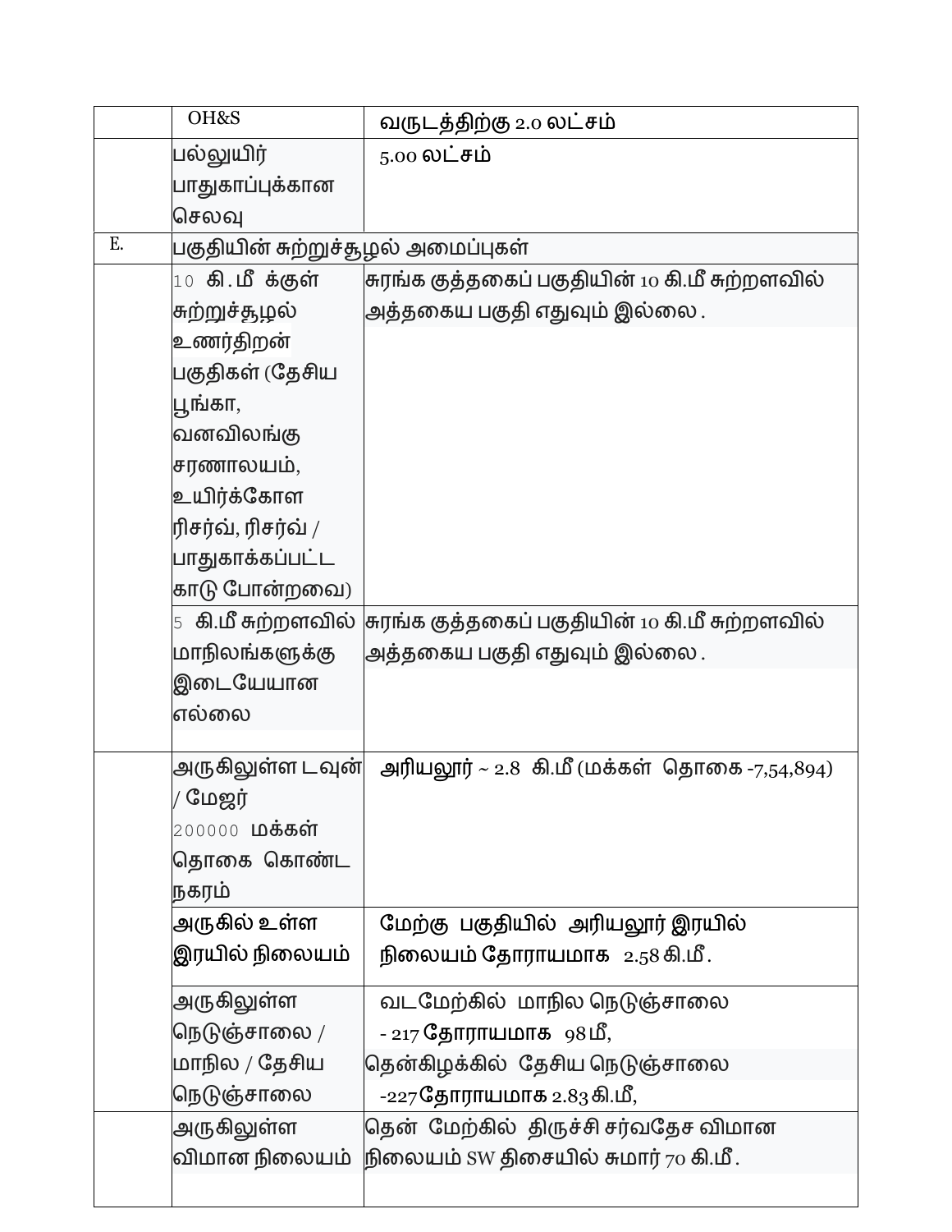|  |  |  |
|---|---|---|
|  | OH&S | வருடத்திற்கு 2.0 லட்சம் |
|  | பல்லுயிர் பாதுகாப்புக்கான செலவு | 5.00 லட்சம் |
| E. | பகுதியின் சுற்றுச்சூழல் அமைப்புகள் |  |
|  | 10 கி.மீ க்குள் சுற்றுச்சூழல் உணர்திறன் பகுதிகள் (தேசிய பூங்கா, வனவிலங்கு சரணாலயம், உயிர்க்கோள ரிசர்வ், ரிசர்வ் / பாதுகாக்கப்பட்ட காடு போன்றவை) | சுரங்க குத்தகைப் பகுதியின் 10 கி.மீ சுற்றளவில் அத்தகைய பகுதி எதுவும் இல்லை . |
|  | 5 கி.மீ சுற்றளவில் மாநிலங்களுக்கு இடையேயான எல்லை | சுரங்க குத்தகைப் பகுதியின் 10 கி.மீ சுற்றளவில் அத்தகைய பகுதி எதுவும் இல்லை . |
|  | அருகிலுள்ள டவுன் / மேஜர் 200000 மக்கள் தொகை கொண்ட நகரம் | அரியலூர் ~ 2.8 கி.மீ (மக்கள் தொகை -7,54,894) |
|  | அருகில் உள்ள இரயில் நிலையம் | மேற்கு பகுதியில் அரியலூர் இரயில் நிலையம் தோராயமாக 2.58 கி.மீ. |
|  | அருகிலுள்ள நெடுஞ்சாலை / மாநில / தேசிய நெடுஞ்சாலை | வடமேற்கில் மாநில நெடுஞ்சாலை - 217 தோராயமாக 98 மீ, தென்கிழக்கில் தேசிய நெடுஞ்சாலை -227 தோராயமாக 2.83 கி.மீ, |
|  | அருகிலுள்ள விமான நிலையம் | தென் மேற்கில் திருச்சி சர்வதேச விமான நிலையம் SW திசையில் சுமார் 70 கி.மீ. |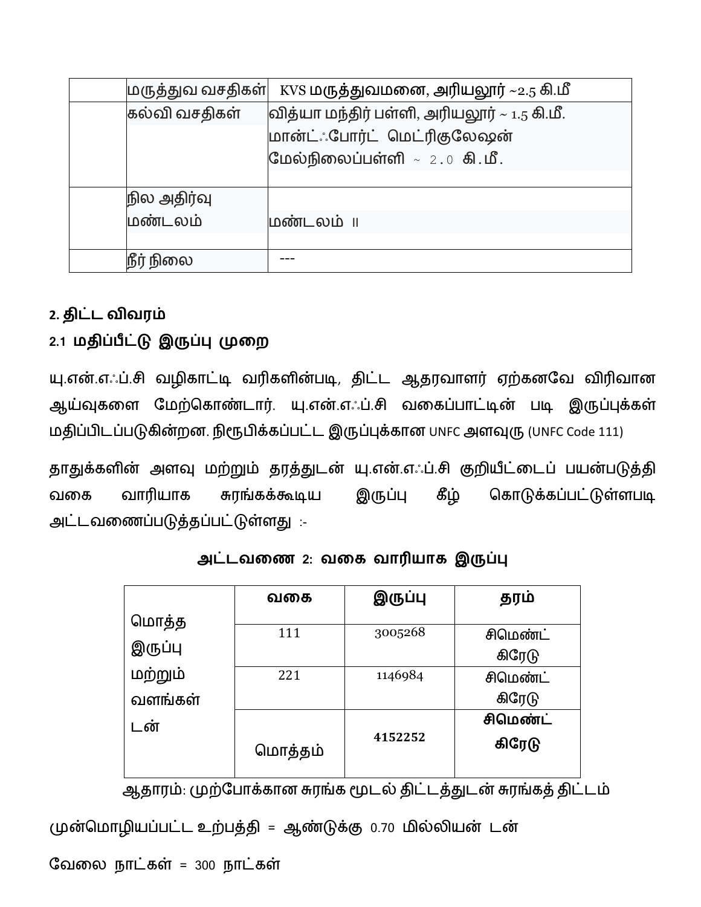| | | |
|---|---|---|
| | மருத்துவ வசதிகள் | KVS மருத்துவமனை, அரியலூர் ~2.5 கி.மீ |
| | கல்வி வசதிகள் | வித்யா மந்திர் பள்ளி, அரியலூர் ~ 1.5 கி.மீ. மான்ட்ஃபோர்ட் மெட்ரிகுலேஷன் மேல்நிலைப்பள்ளி ~ 2.0 கி.மீ. |
| | நில அதிர்வு மண்டலம் | மண்டலம் II |
| | நீர் நிலை | --- |

**2. திட்ட விவரம்**

## 2.1 மதிப்பீட்டு இருப்பு முறை

யு.என்.எஃப்.சி வழிகாட்டி வரிகளின்படி, திட்ட ஆதரவாளர் ஏற்கனவே விரிவான ஆய்வுகளை மேற்கொண்டார். யு.என்.எஃப்.சி வகைப்பாட்டின் படி இருப்புக்கள் மதிப்பிடப்படுகின்றன. நிரூபிக்கப்பட்ட இருப்புக்கான UNFC அளவுரு (UNFC Code 111)

தாதுக்களின் அளவு மற்றும் தரத்துடன் யு.என்.எஃப்.சி குறியீட்டைப் பயன்படுத்தி வகை வாரியாக சுரங்கக்கூடிய இருப்பு கீழ் கொடுக்கப்பட்டுள்ளபடி அட்டவணைப்படுத்தப்பட்டுள்ளது :-

**அட்டவணை 2: வகை வாரியாக இருப்பு**

| | வகை | இருப்பு | தரம் |
|---|---|---|---|
| மொத்த இருப்பு மற்றும் வளங்கள் டன் | 111 | 3005268 | சிமெண்ட் கிரேடு |
| | 221 | 1146984 | சிமெண்ட் கிரேடு |
| | மொத்தம் | **4152252** | **சிமெண்ட் கிரேடு** |

ஆதாரம்: முற்போக்கான சுரங்க மூடல் திட்டத்துடன் சுரங்கத் திட்டம்

முன்மொழியப்பட்ட உற்பத்தி = ஆண்டுக்கு 0.70 மில்லியன் டன்

வேலை நாட்கள் = 300 நாட்கள்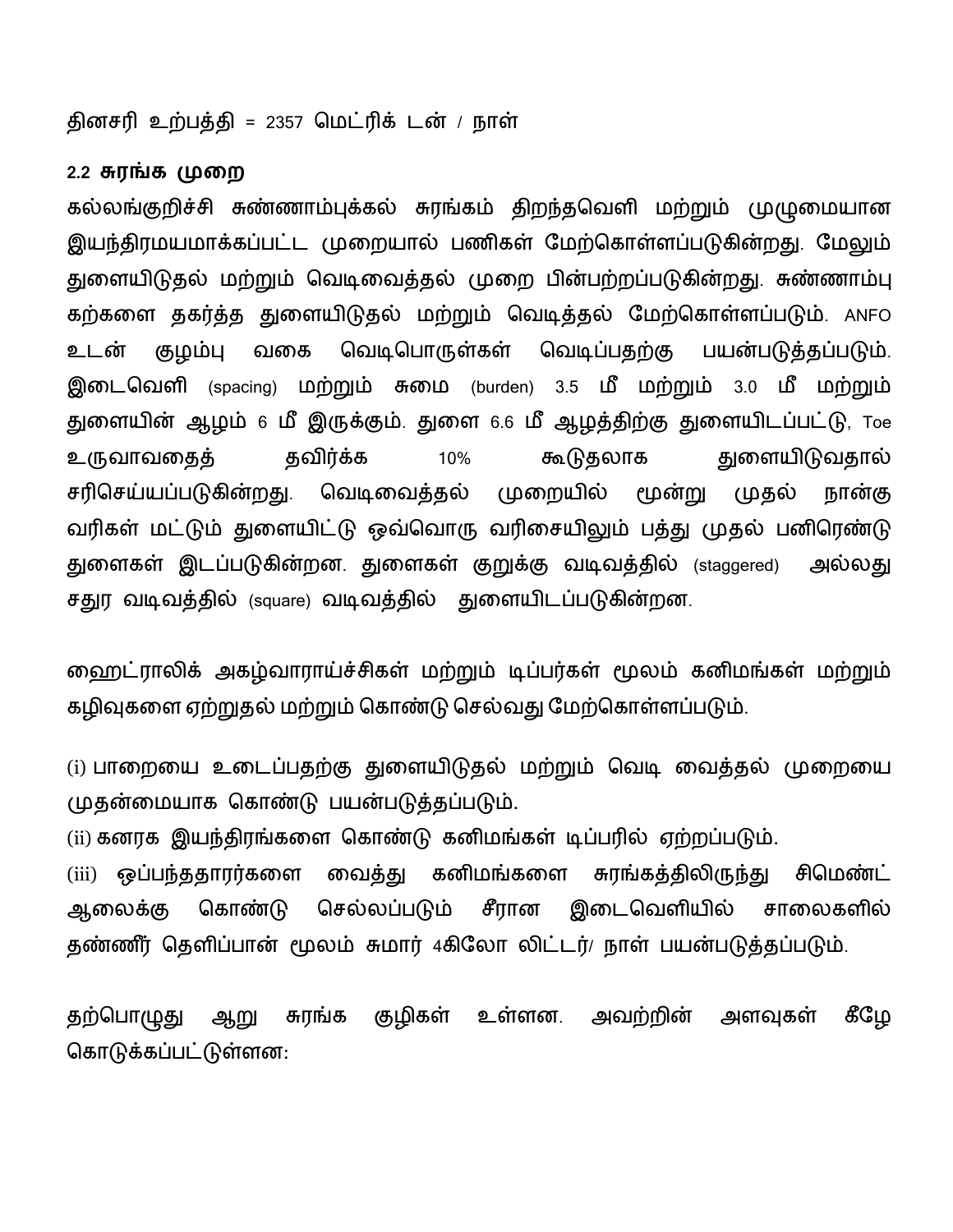தினசரி உற்பத்தி = 2357 மெட்ரிக் டன் / நாள்

### 2.2 சுரங்க முறை

கல்லங்குறிச்சி சுண்ணாம்புக்கல் சுரங்கம் திறந்தவெளி மற்றும் முழுமையான இயந்திரமயமாக்கப்பட்ட முறையால் பணிகள் மேற்கொள்ளப்படுகின்றது. மேலும் துளையிடுதல் மற்றும் வெடிவைத்தல் முறை பின்பற்றப்படுகின்றது. சுண்ணாம்பு கற்களை தகர்த்த துளையிடுதல் மற்றும் வெடித்தல் மேற்கொள்ளப்படும். ANFO உடன் குழம்பு வகை வெடிபொருள்கள் வெடிப்பதற்கு பயன்படுத்தப்படும். இடைவெளி (spacing) மற்றும் சுமை (burden) 3.5 மீ மற்றும் 3.0 மீ மற்றும் துளையின் ஆழம் 6 மீ இருக்கும். துளை 6.6 மீ ஆழத்திற்கு துளையிடப்பட்டு, Toe உருவாவதைத் தவிர்க்க 10% கூடுதலாக துளையிடுவதால் சரிசெய்யப்படுகின்றது. வெடிவைத்தல் முறையில் மூன்று முதல் நான்கு வரிகள் மட்டும் துளையிட்டு ஒவ்வொரு வரிசையிலும் பத்து முதல் பனிரெண்டு துளைகள் இடப்படுகின்றன. துளைகள் குறுக்கு வடிவத்தில் (staggered) அல்லது சதுர வடிவத்தில் (square) வடிவத்தில் துளையிடப்படுகின்றன.

ஹைட்ராலிக் அகழ்வாராய்ச்சிகள் மற்றும் டிப்பர்கள் மூலம் கனிமங்கள் மற்றும் கழிவுகளை ஏற்றுதல் மற்றும் கொண்டு செல்வது மேற்கொள்ளப்படும்.

(i) பாறையை உடைப்பதற்கு துளையிடுதல் மற்றும் வெடி வைத்தல் முறையை முதன்மையாக கொண்டு பயன்படுத்தப்படும்.
(ii) கனரக இயந்திரங்களை கொண்டு கனிமங்கள் டிப்பரில் ஏற்றப்படும்.
(iii) ஒப்பந்ததாரர்களை வைத்து கனிமங்களை சுரங்கத்திலிருந்து சிமெண்ட் ஆலைக்கு கொண்டு செல்லப்படும் சீரான இடைவெளியில் சாலைகளில் தண்ணீர் தெளிப்பான் மூலம் சுமார் 4கிலோ லிட்டர்/ நாள் பயன்படுத்தப்படும்.

தற்பொழுது ஆறு சுரங்க குழிகள் உள்ளன. அவற்றின் அளவுகள் கீழே கொடுக்கப்பட்டுள்ளன: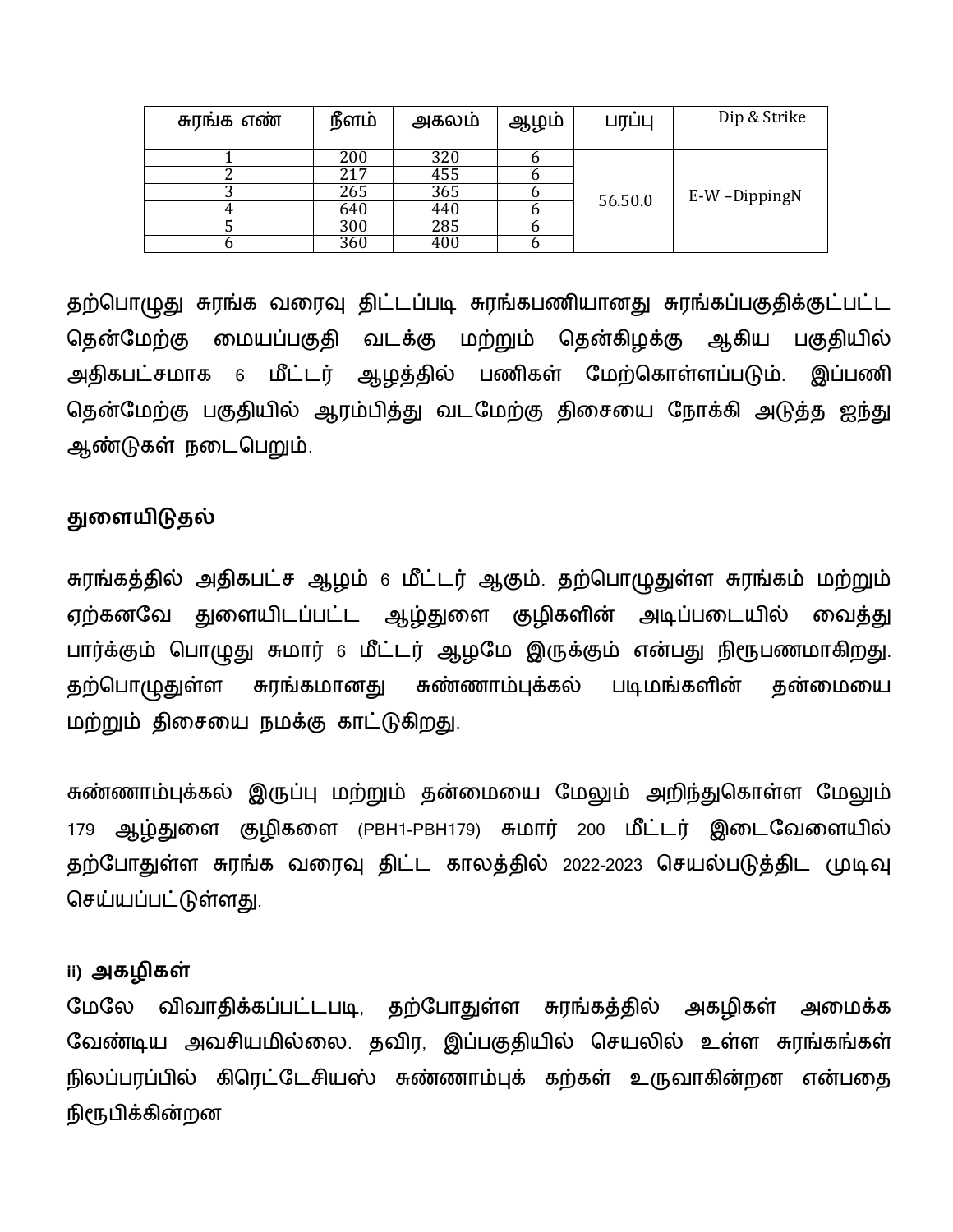| சுரங்க எண் | நீளம் | அகலம் | ஆழம் | பரப்பு | Dip & Strike |
|---|---|---|---|---|---|
| 1 | 200 | 320 | 6 | 56.50.0 | E-W –DippingN |
| 2 | 217 | 455 | 6 | | |
| 3 | 265 | 365 | 6 | | |
| 4 | 640 | 440 | 6 | | |
| 5 | 300 | 285 | 6 | | |
| 6 | 360 | 400 | 6 | | |

தற்பொழுது சுரங்க வரைவு திட்டப்படி சுரங்கபணியானது சுரங்கப்பகுதிக்குட்பட்ட தென்மேற்கு மையப்பகுதி வடக்கு மற்றும் தென்கிழக்கு ஆகிய பகுதியில் அதிகபட்சமாக 6 மீட்டர் ஆழத்தில் பணிகள் மேற்கொள்ளப்படும். இப்பணி தென்மேற்கு பகுதியில் ஆரம்பித்து வடமேற்கு திசையை நோக்கி அடுத்த ஐந்து ஆண்டுகள் நடைபெறும்.

**துளையிடுதல்**

சுரங்கத்தில் அதிகபட்ச ஆழம் 6 மீட்டர் ஆகும். தற்பொழுதுள்ள சுரங்கம் மற்றும் ஏற்கனவே துளையிடப்பட்ட ஆழ்துளை குழிகளின் அடிப்படையில் வைத்து பார்க்கும் பொழுது சுமார் 6 மீட்டர் ஆழமே இருக்கும் என்பது நிரூபணமாகிறது. தற்பொழுதுள்ள சுரங்கமானது சுண்ணாம்புக்கல் படிமங்களின் தன்மையை மற்றும் திசையை நமக்கு காட்டுகிறது.

சுண்ணாம்புக்கல் இருப்பு மற்றும் தன்மையை மேலும் அறிந்துகொள்ள மேலும் 179 ஆழ்துளை குழிகளை (PBH1-PBH179) சுமார் 200 மீட்டர் இடைவேளையில் தற்போதுள்ள சுரங்க வரைவு திட்ட காலத்தில் 2022-2023 செயல்படுத்திட முடிவு செய்யப்பட்டுள்ளது.

**ii) அகழிகள்**

மேலே விவாதிக்கப்பட்டபடி, தற்போதுள்ள சுரங்கத்தில் அகழிகள் அமைக்க வேண்டிய அவசியமில்லை. தவிர, இப்பகுதியில் செயலில் உள்ள சுரங்கங்கள் நிலப்பரப்பில் கிரெட்டேசியஸ் சுண்ணாம்புக் கற்கள் உருவாகின்றன என்பதை நிரூபிக்கின்றன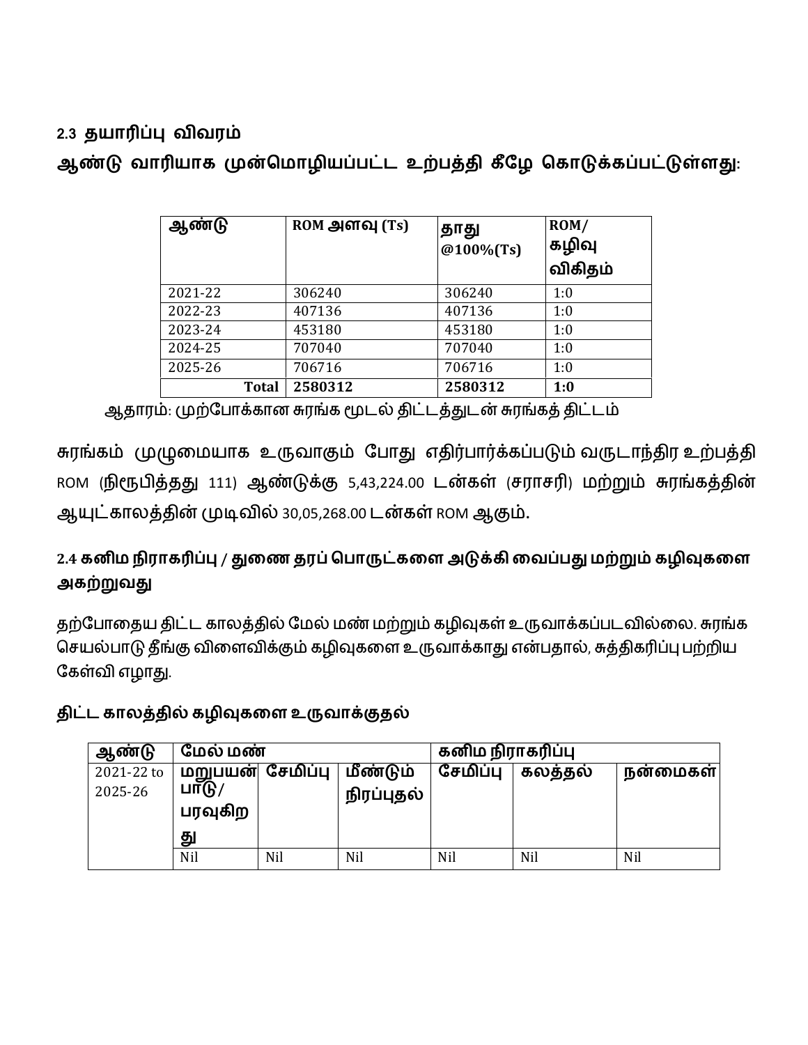## 2.3 தயாரிப்பு விவரம்

**ஆண்டு வாரியாக முன்மொழியப்பட்ட உற்பத்தி கீழே கொடுக்கப்பட்டுள்ளது:**

| ஆண்டு | ROM அளவு (Ts) | தாது @100%(Ts) | ROM/ கழிவு விகிதம் |
|---|---|---|---|
| 2021-22 | 306240 | 306240 | 1:0 |
| 2022-23 | 407136 | 407136 | 1:0 |
| 2023-24 | 453180 | 453180 | 1:0 |
| 2024-25 | 707040 | 707040 | 1:0 |
| 2025-26 | 706716 | 706716 | 1:0 |
| **Total** | **2580312** | **2580312** | **1:0** |

ஆதாரம்: முற்போக்கான சுரங்க மூடல் திட்டத்துடன் சுரங்கத் திட்டம்

சுரங்கம் முழுமையாக உருவாகும் போது எதிர்பார்க்கப்படும் வருடாந்திர உற்பத்தி ROM (நிரூபித்தது 111) ஆண்டுக்கு 5,43,224.00 டன்கள் (சராசரி) மற்றும் சுரங்கத்தின் ஆயுட்காலத்தின் முடிவில் 30,05,268.00 டன்கள் ROM ஆகும்.

## 2.4 கனிம நிராகரிப்பு / துணை தரப் பொருட்களை அடுக்கி வைப்பது மற்றும் கழிவுகளை அகற்றுவது

தற்போதைய திட்ட காலத்தில் மேல் மண் மற்றும் கழிவுகள் உருவாக்கப்படவில்லை. சுரங்க செயல்பாடு தீங்கு விளைவிக்கும் கழிவுகளை உருவாக்காது என்பதால், சுத்திகரிப்பு பற்றிய கேள்வி எழாது.

**திட்ட காலத்தில் கழிவுகளை உருவாக்குதல்**

| ஆண்டு | மேல் மண் | | | கனிம நிராகரிப்பு | | |
|---|---|---|---|---|---|---|
| 2021-22 to 2025-26 | மறுபயன்பாடு/ பரவுகிறது | சேமிப்பு | மீண்டும் நிரப்புதல் | சேமிப்பு | கலத்தல் | நன்மைகள் |
| | Nil | Nil | Nil | Nil | Nil | Nil |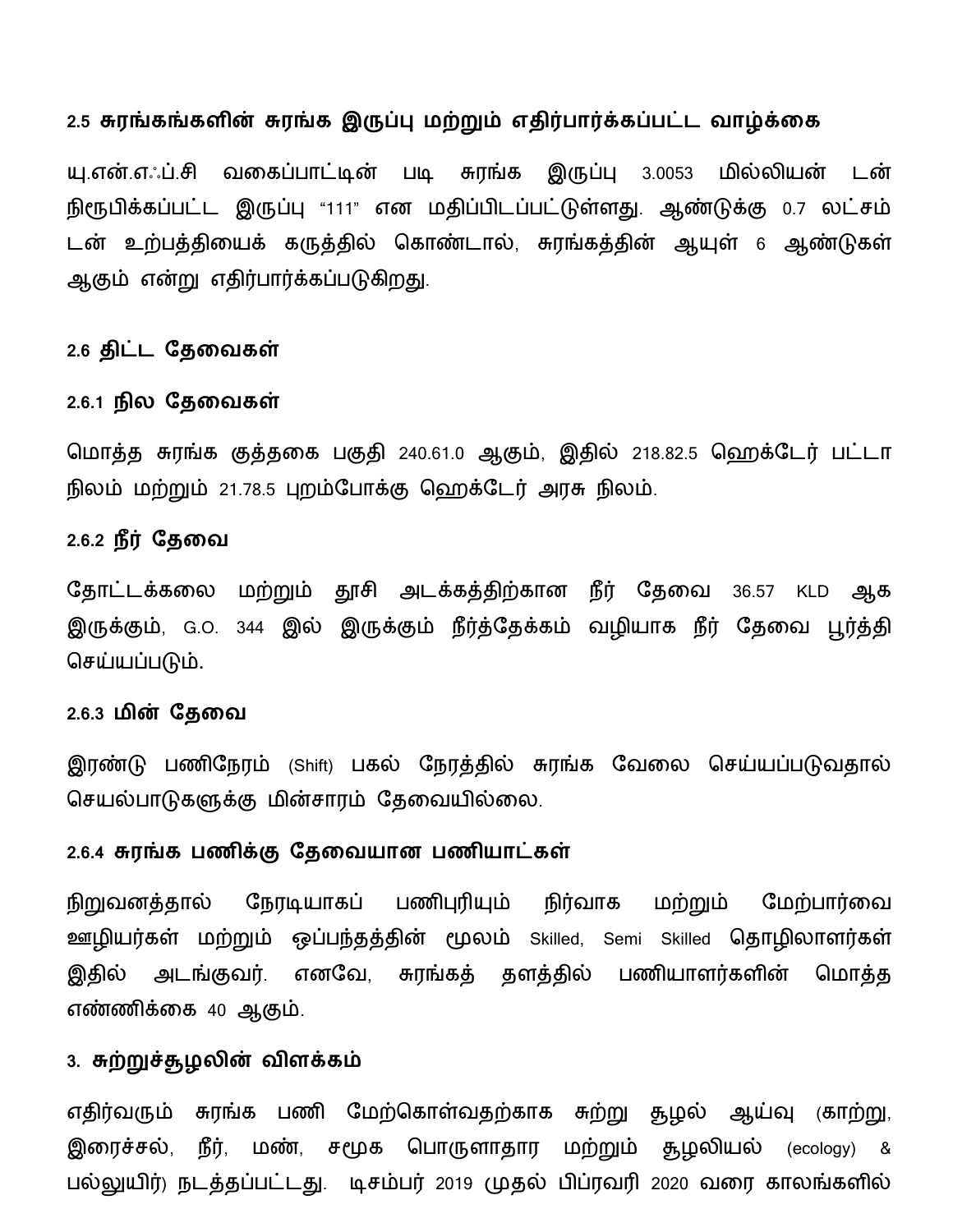### 2.5 சுரங்கங்களின் சுரங்க இருப்பு மற்றும் எதிர்பார்க்கப்பட்ட வாழ்க்கை

யு.என்.எஃப்.சி வகைப்பாட்டின் படி சுரங்க இருப்பு 3.0053 மில்லியன் டன் நிரூபிக்கப்பட்ட இருப்பு "111" என மதிப்பிடப்பட்டுள்ளது. ஆண்டுக்கு 0.7 லட்சம் டன் உற்பத்தியைக் கருத்தில் கொண்டால், சுரங்கத்தின் ஆயுள் 6 ஆண்டுகள் ஆகும் என்று எதிர்பார்க்கப்படுகிறது.

### 2.6 திட்ட தேவைகள்

#### 2.6.1 நில தேவைகள்

மொத்த சுரங்க குத்தகை பகுதி 240.61.0 ஆகும், இதில் 218.82.5 ஹெக்டேர் பட்டா நிலம் மற்றும் 21.78.5 புறம்போக்கு ஹெக்டேர் அரசு நிலம்.

#### 2.6.2 நீர் தேவை

தோட்டக்கலை மற்றும் தூசி அடக்கத்திற்கான நீர் தேவை 36.57 KLD ஆக இருக்கும், G.O. 344 இல் இருக்கும் நீர்த்தேக்கம் வழியாக நீர் தேவை பூர்த்தி செய்யப்படும்.

#### 2.6.3 மின் தேவை

இரண்டு பணிநேரம் (Shift) பகல் நேரத்தில் சுரங்க வேலை செய்யப்படுவதால் செயல்பாடுகளுக்கு மின்சாரம் தேவையில்லை.

#### 2.6.4 சுரங்க பணிக்கு தேவையான பணியாட்கள்

நிறுவனத்தால் நேரடியாகப் பணிபுரியும் நிர்வாக மற்றும் மேற்பார்வை ஊழியர்கள் மற்றும் ஒப்பந்தத்தின் மூலம் Skilled, Semi Skilled தொழிலாளர்கள் இதில் அடங்குவர். எனவே, சுரங்கத் தளத்தில் பணியாளர்களின் மொத்த எண்ணிக்கை 40 ஆகும்.

## 3. சுற்றுச்சூழலின் விளக்கம்

எதிர்வரும் சுரங்க பணி மேற்கொள்வதற்காக சுற்று சூழல் ஆய்வு (காற்று, இரைச்சல், நீர், மண், சமூக பொருளாதார மற்றும் சூழலியல் (ecology) & பல்லுயிர்) நடத்தப்பட்டது. டிசம்பர் 2019 முதல் பிப்ரவரி 2020 வரை காலங்களில்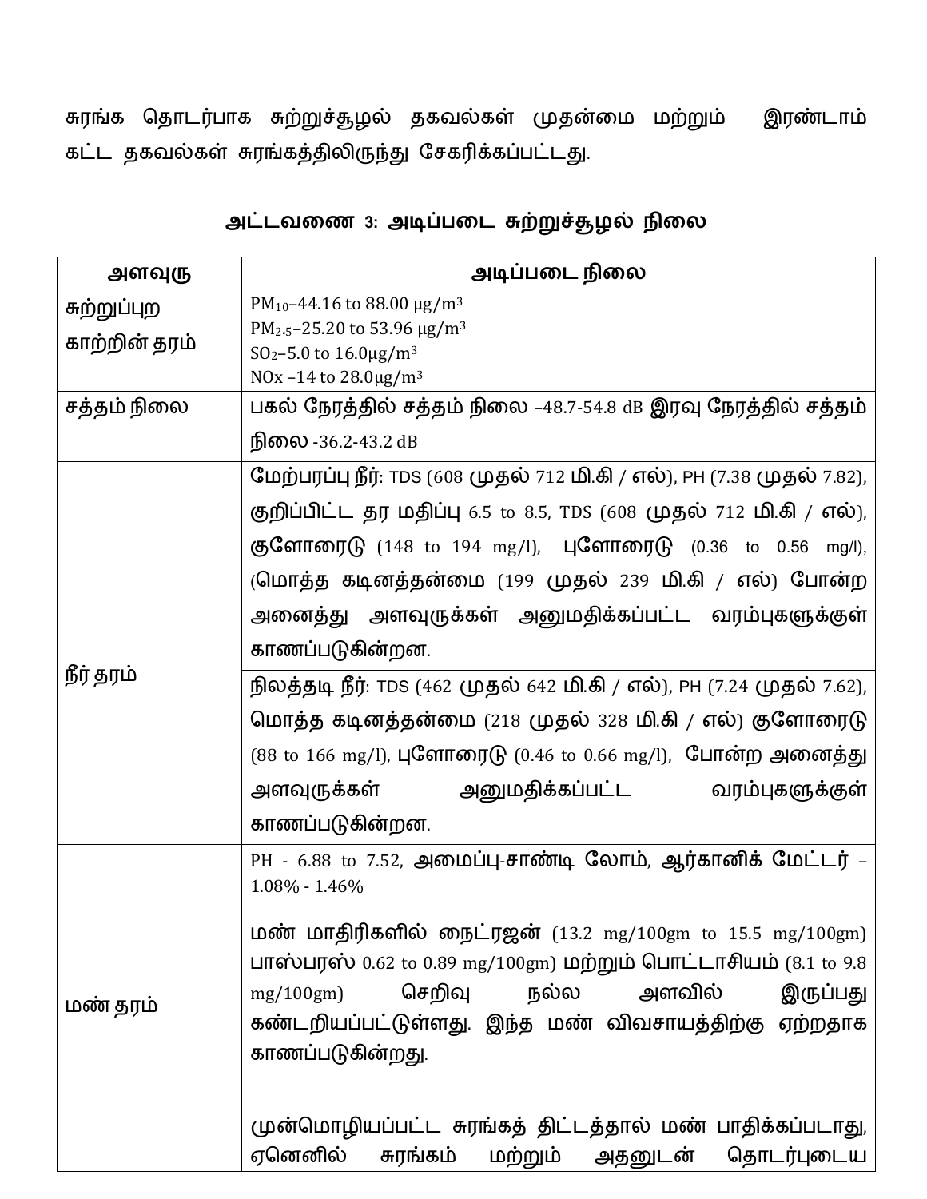சுரங்க தொடர்பாக சுற்றுச்சூழல் தகவல்கள் முதன்மை மற்றும் இரண்டாம் கட்ட தகவல்கள் சுரங்கத்திலிருந்து சேகரிக்கப்பட்டது.

**அட்டவணை 3: அடிப்படை சுற்றுச்சூழல் நிலை**

| அளவுரு | அடிப்படை நிலை |
|---|---|
| சுற்றுப்புற காற்றின் தரம் | $PM_{10}$–44.16 to 88.00 μg/m³<br>$PM_{2.5}$–25.20 to 53.96 μg/m³<br>$SO_2$–5.0 to 16.0μg/m³<br>NOx –14 to 28.0μg/m³ |
| சத்தம் நிலை | பகல் நேரத்தில் சத்தம் நிலை –48.7-54.8 dB இரவு நேரத்தில் சத்தம் நிலை -36.2-43.2 dB |
| நீர் தரம் | மேற்பரப்பு நீர்: TDS (608 முதல் 712 மி.கி / எல்), PH (7.38 முதல் 7.82), குறிப்பிட்ட தர மதிப்பு 6.5 to 8.5, TDS (608 முதல் 712 மி.கி / எல்), குளோரைடு (148 to 194 mg/l), புளோரைடு (0.36 to 0.56 mg/l), (மொத்த கடினத்தன்மை (199 முதல் 239 மி.கி / எல்) போன்ற அனைத்து அளவுருக்கள் அனுமதிக்கப்பட்ட வரம்புகளுக்குள் காணப்படுகின்றன. |
| | நிலத்தடி நீர்: TDS (462 முதல் 642 மி.கி / எல்), PH (7.24 முதல் 7.62), மொத்த கடினத்தன்மை (218 முதல் 328 மி.கி / எல்) குளோரைடு (88 to 166 mg/l), புளோரைடு (0.46 to 0.66 mg/l), போன்ற அனைத்து அளவுருக்கள் அனுமதிக்கப்பட்ட வரம்புகளுக்குள் காணப்படுகின்றன. |
| மண் தரம் | PH - 6.88 to 7.52, அமைப்பு-சாண்டி லோம், ஆர்கானிக் மேட்டர் – 1.08% - 1.46%<br><br>மண் மாதிரிகளில் நைட்ரஜன் (13.2 mg/100gm to 15.5 mg/100gm) பாஸ்பரஸ் 0.62 to 0.89 mg/100gm) மற்றும் பொட்டாசியம் (8.1 to 9.8 mg/100gm) செறிவு நல்ல அளவில் இருப்பது கண்டறியப்பட்டுள்ளது. இந்த மண் விவசாயத்திற்கு ஏற்றதாக காணப்படுகின்றது.<br><br>முன்மொழியப்பட்ட சுரங்கத் திட்டத்தால் மண் பாதிக்கப்படாது, ஏனெனில் சுரங்கம் மற்றும் அதனுடன் தொடர்புடைய |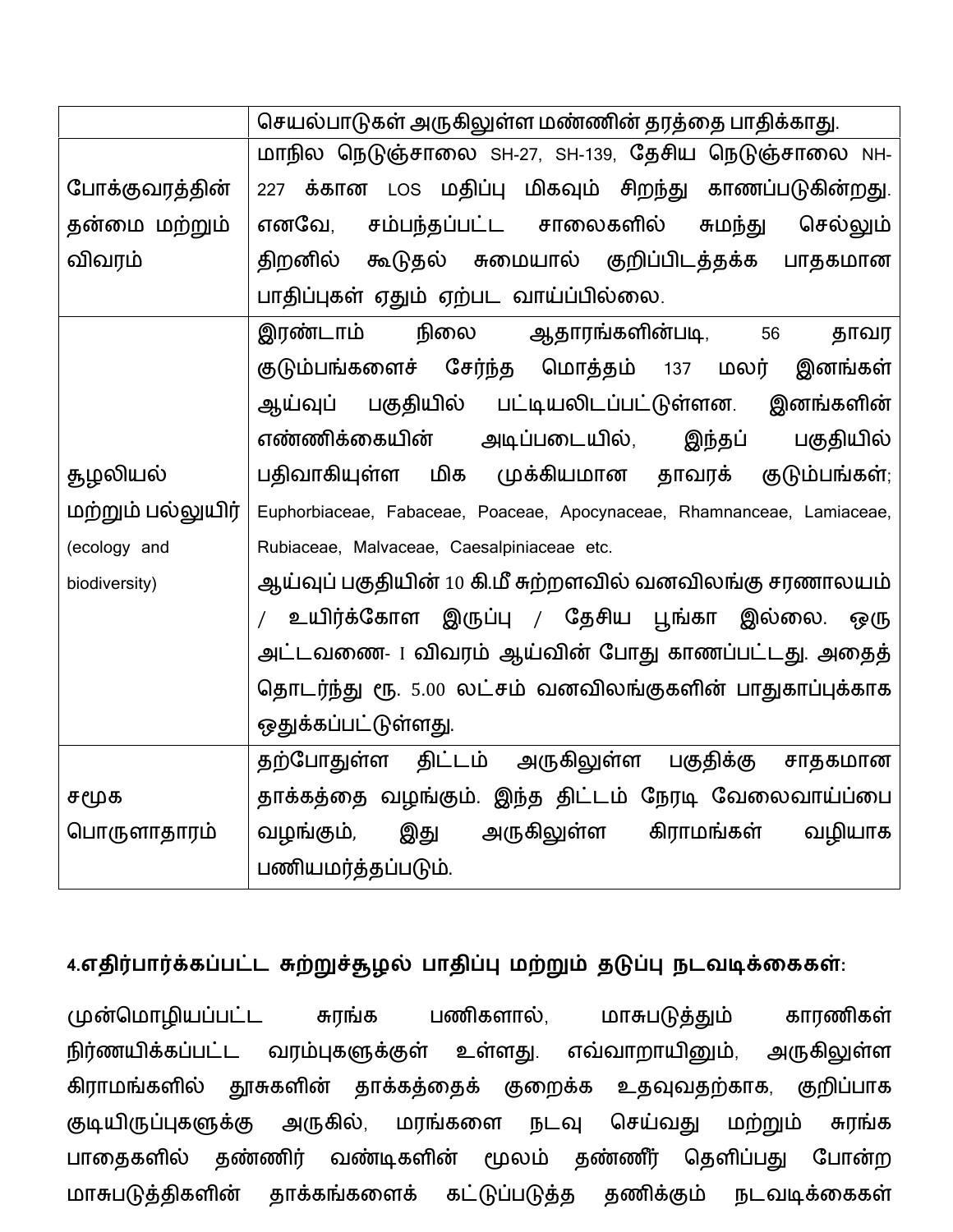| | |
|---|---|
| | செயல்பாடுகள் அருகிலுள்ள மண்ணின் தரத்தை பாதிக்காது. |
| போக்குவரத்தின் தன்மை மற்றும் விவரம் | மாநில நெடுஞ்சாலை SH-27, SH-139, தேசிய நெடுஞ்சாலை NH-227 க்கான LOS மதிப்பு மிகவும் சிறந்து காணப்படுகின்றது. எனவே, சம்பந்தப்பட்ட சாலைகளில் சுமந்து செல்லும் திறனில் கூடுதல் சுமையால் குறிப்பிடத்தக்க பாதகமான பாதிப்புகள் ஏதும் ஏற்பட வாய்ப்பில்லை. |
| சூழலியல் மற்றும் பல்லுயிர் (ecology and biodiversity) | இரண்டாம் நிலை ஆதாரங்களின்படி, 56 தாவர குடும்பங்களைச் சேர்ந்த மொத்தம் 137 மலர் இனங்கள் ஆய்வுப் பகுதியில் பட்டியலிடப்பட்டுள்ளன. இனங்களின் எண்ணிக்கையின் அடிப்படையில், இந்தப் பகுதியில் பதிவாகியுள்ள மிக முக்கியமான தாவரக் குடும்பங்கள்; Euphorbiaceae, Fabaceae, Poaceae, Apocynaceae, Rhamnanceae, Lamiaceae, Rubiaceae, Malvaceae, Caesalpiniaceae etc.<br>ஆய்வுப் பகுதியின் 10 கி.மீ சுற்றளவில் வனவிலங்கு சரணாலயம் / உயிர்க்கோள இருப்பு / தேசிய பூங்கா இல்லை. ஒரு அட்டவணை- I விவரம் ஆய்வின் போது காணப்பட்டது. அதைத் தொடர்ந்து ரூ. 5.00 லட்சம் வனவிலங்குகளின் பாதுகாப்புக்காக ஒதுக்கப்பட்டுள்ளது. |
| சமூக பொருளாதாரம் | தற்போதுள்ள திட்டம் அருகிலுள்ள பகுதிக்கு சாதகமான தாக்கத்தை வழங்கும். இந்த திட்டம் நேரடி வேலைவாய்ப்பை வழங்கும், இது அருகிலுள்ள கிராமங்கள் வழியாக பணியமர்த்தப்படும். |

**4.எதிர்பார்க்கப்பட்ட சுற்றுச்சூழல் பாதிப்பு மற்றும் தடுப்பு நடவடிக்கைகள்:**

முன்மொழியப்பட்ட சுரங்க பணிகளால், மாசுபடுத்தும் காரணிகள் நிர்ணயிக்கப்பட்ட வரம்புகளுக்குள் உள்ளது. எவ்வாறாயினும், அருகிலுள்ள கிராமங்களில் தூசுகளின் தாக்கத்தைக் குறைக்க உதவுவதற்காக, குறிப்பாக குடியிருப்புகளுக்கு அருகில், மரங்களை நடவு செய்வது மற்றும் சுரங்க பாதைகளில் தண்ணிர் வண்டிகளின் மூலம் தண்ணீர் தெளிப்பது போன்ற மாசுபடுத்திகளின் தாக்கங்களைக் கட்டுப்படுத்த தணிக்கும் நடவடிக்கைகள்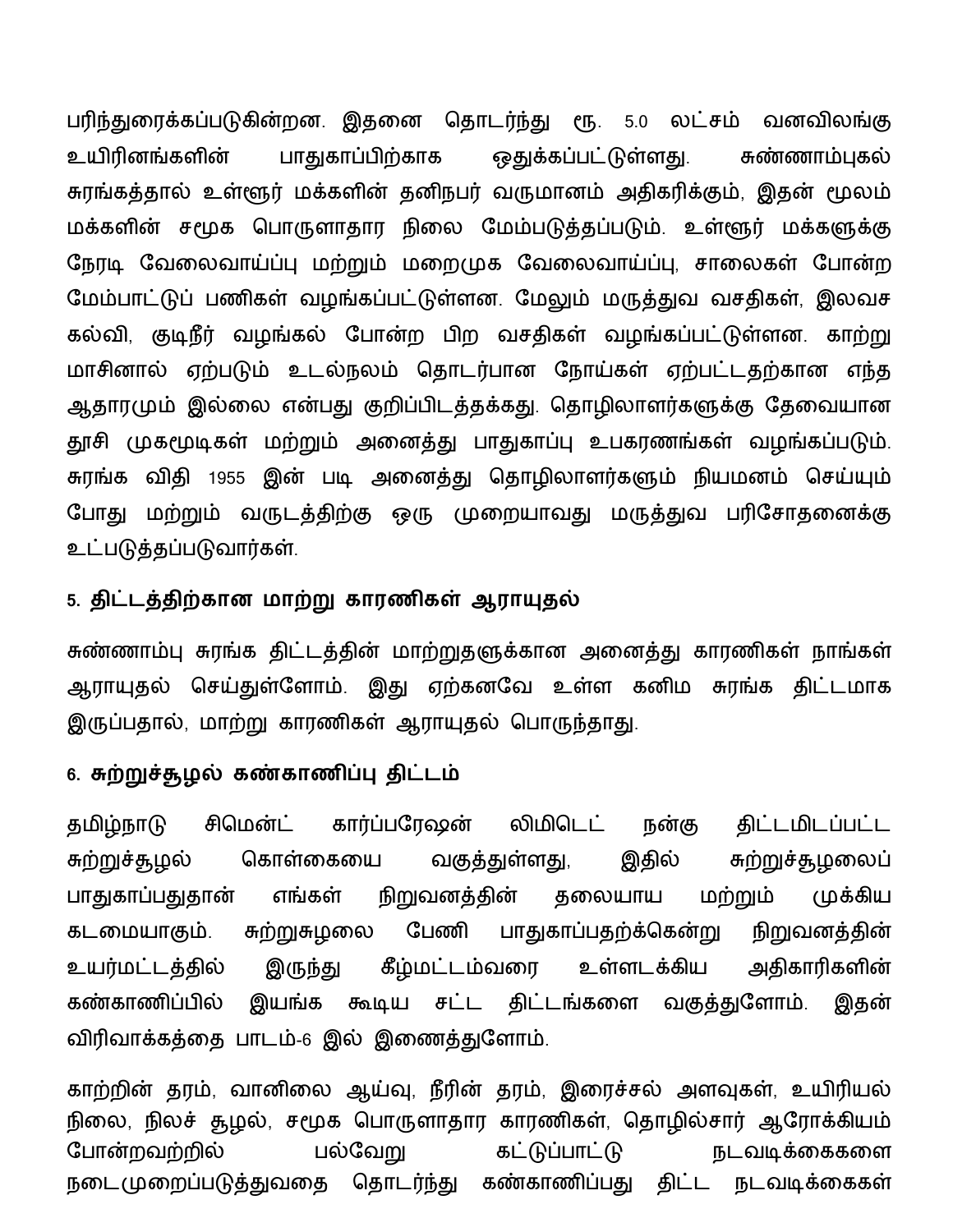பரிந்துரைக்கப்படுகின்றன. இதனை தொடர்ந்து ரூ. 5.0 லட்சம் வனவிலங்கு உயிரினங்களின் பாதுகாப்பிற்காக ஒதுக்கப்பட்டுள்ளது. சுண்ணாம்புகல் சுரங்கத்தால் உள்ளூர் மக்களின் தனிநபர் வருமானம் அதிகரிக்கும், இதன் மூலம் மக்களின் சமூக பொருளாதார நிலை மேம்படுத்தப்படும். உள்ளூர் மக்களுக்கு நேரடி வேலைவாய்ப்பு மற்றும் மறைமுக வேலைவாய்ப்பு, சாலைகள் போன்ற மேம்பாட்டுப் பணிகள் வழங்கப்பட்டுள்ளன. மேலும் மருத்துவ வசதிகள், இலவச கல்வி, குடிநீர் வழங்கல் போன்ற பிற வசதிகள் வழங்கப்பட்டுள்ளன. காற்று மாசினால் ஏற்படும் உடல்நலம் தொடர்பான நோய்கள் ஏற்பட்டதற்கான எந்த ஆதாரமும் இல்லை என்பது குறிப்பிடத்தக்கது. தொழிலாளர்களுக்கு தேவையான தூசி முகமூடிகள் மற்றும் அனைத்து பாதுகாப்பு உபகரணங்கள் வழங்கப்படும். சுரங்க விதி 1955 இன் படி அனைத்து தொழிலாளர்களும் நியமனம் செய்யும் போது மற்றும் வருடத்திற்கு ஒரு முறையாவது மருத்துவ பரிசோதனைக்கு உட்படுத்தப்படுவார்கள்.

## 5. திட்டத்திற்கான மாற்று காரணிகள் ஆராயுதல்

சுண்ணாம்பு சுரங்க திட்டத்தின் மாற்றுதளுக்கான அனைத்து காரணிகள் நாங்கள் ஆராயுதல் செய்துள்ளோம். இது ஏற்கனவே உள்ள கனிம சுரங்க திட்டமாக இருப்பதால், மாற்று காரணிகள் ஆராயுதல் பொருந்தாது.

## 6. சுற்றுச்சூழல் கண்காணிப்பு திட்டம்

தமிழ்நாடு சிமெண்ட் கார்ப்பரேஷன் லிமிடெட் நன்கு திட்டமிடப்பட்ட சுற்றுச்சூழல் கொள்கையை வகுத்துள்ளது, இதில் சுற்றுச்சூழலைப் பாதுகாப்பதுதான் எங்கள் நிறுவனத்தின் தலையாய மற்றும் முக்கிய கடமையாகும். சுற்றுசுழலை பேணி பாதுகாப்பதற்க்கென்று நிறுவனத்தின் உயர்மட்டத்தில் இருந்து கீழ்மட்டம்வரை உள்ளடக்கிய அதிகாரிகளின் கண்காணிப்பில் இயங்க கூடிய சட்ட திட்டங்களை வகுத்துளோம். இதன் விரிவாக்கத்தை பாடம்-6 இல் இணைத்துளோம்.

காற்றின் தரம், வானிலை ஆய்வு, நீரின் தரம், இரைச்சல் அளவுகள், உயிரியல் நிலை, நிலச் சூழல், சமூக பொருளாதார காரணிகள், தொழில்சார் ஆரோக்கியம் போன்றவற்றில் பல்வேறு கட்டுப்பாட்டு நடவடிக்கைகளை நடைமுறைப்படுத்துவதை தொடர்ந்து கண்காணிப்பது திட்ட நடவடிக்கைகள்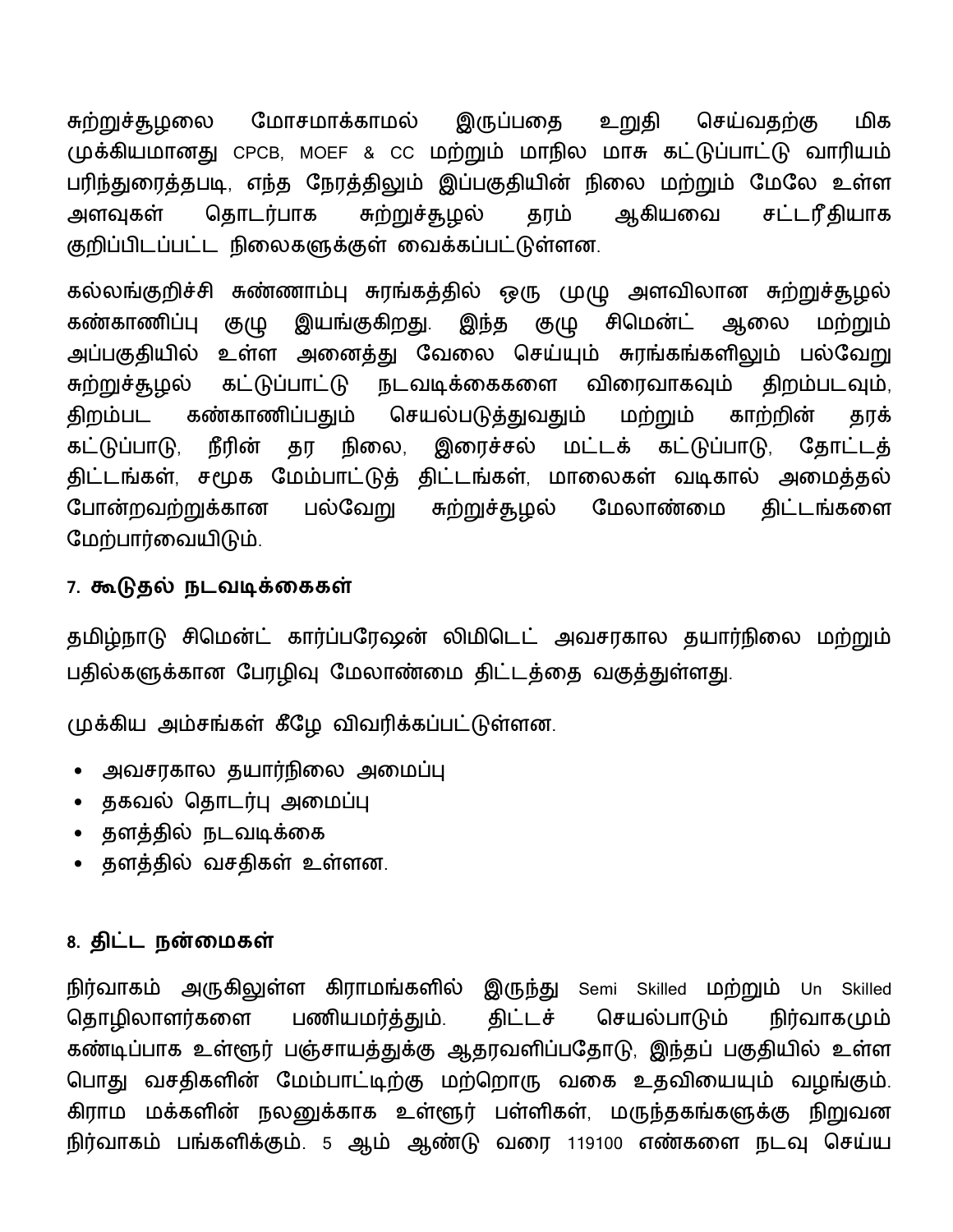சுற்றுச்சூழலை மோசமாக்காமல் இருப்பதை உறுதி செய்வதற்கு மிக முக்கியமானது CPCB, MOEF & CC மற்றும் மாநில மாசு கட்டுப்பாட்டு வாரியம் பரிந்துரைத்தபடி, எந்த நேரத்திலும் இப்பகுதியின் நிலை மற்றும் மேலே உள்ள அளவுகள் தொடர்பாக சுற்றுச்சூழல் தரம் ஆகியவை சட்டரீதியாக குறிப்பிடப்பட்ட நிலைகளுக்குள் வைக்கப்பட்டுள்ளன.

கல்லங்குறிச்சி சுண்ணாம்பு சுரங்கத்தில் ஒரு முழு அளவிலான சுற்றுச்சூழல் கண்காணிப்பு குழு இயங்குகிறது. இந்த குழு சிமெண்ட் ஆலை மற்றும் அப்பகுதியில் உள்ள அனைத்து வேலை செய்யும் சுரங்கங்களிலும் பல்வேறு சுற்றுச்சூழல் கட்டுப்பாட்டு நடவடிக்கைகளை விரைவாகவும் திறம்படவும், திறம்பட கண்காணிப்பதும் செயல்படுத்துவதும் மற்றும் காற்றின் தரக் கட்டுப்பாடு, நீரின் தர நிலை, இரைச்சல் மட்டக் கட்டுப்பாடு, தோட்டத் திட்டங்கள், சமூக மேம்பாட்டுத் திட்டங்கள், மாலைகள் வடிகால் அமைத்தல் போன்றவற்றுக்கான பல்வேறு சுற்றுச்சூழல் மேலாண்மை திட்டங்களை மேற்பார்வையிடும்.

## 7. கூடுதல் நடவடிக்கைகள்

தமிழ்நாடு சிமெண்ட் கார்ப்பரேஷன் லிமிடெட் அவசரகால தயார்நிலை மற்றும் பதில்களுக்கான பேரழிவு மேலாண்மை திட்டத்தை வகுத்துள்ளது.

முக்கிய அம்சங்கள் கீழே விவரிக்கப்பட்டுள்ளன.

- அவசரகால தயார்நிலை அமைப்பு
- தகவல் தொடர்பு அமைப்பு
- தளத்தில் நடவடிக்கை
- தளத்தில் வசதிகள் உள்ளன.

## 8. திட்ட நன்மைகள்

நிர்வாகம் அருகிலுள்ள கிராமங்களில் இருந்து Semi Skilled மற்றும் Un Skilled தொழிலாளர்களை பணியமர்த்தும். திட்டச் செயல்பாடும் நிர்வாகமும் கண்டிப்பாக உள்ளூர் பஞ்சாயத்துக்கு ஆதரவளிப்பதோடு, இந்தப் பகுதியில் உள்ள பொது வசதிகளின் மேம்பாட்டிற்கு மற்றொரு வகை உதவியையும் வழங்கும். கிராம மக்களின் நலனுக்காக உள்ளூர் பள்ளிகள், மருந்தகங்களுக்கு நிறுவன நிர்வாகம் பங்களிக்கும். 5 ஆம் ஆண்டு வரை 119100 எண்களை நடவு செய்ய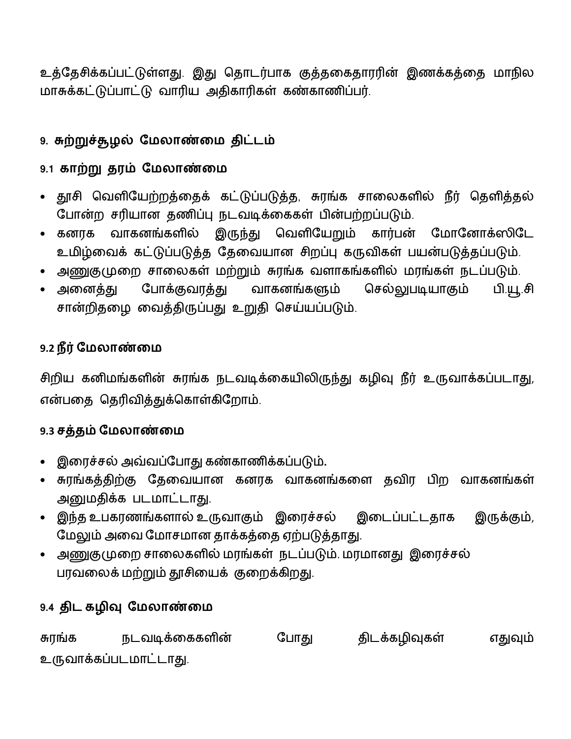உத்தேசிக்கப்பட்டுள்ளது. இது தொடர்பாக குத்தகைதாரரின் இணக்கத்தை மாநில மாசுக்கட்டுப்பாட்டு வாரிய அதிகாரிகள் கண்காணிப்பர்.

## 9. சுற்றுச்சூழல் மேலாண்மை திட்டம்

### 9.1 காற்று தரம் மேலாண்மை

- தூசி வெளியேற்றத்தைக் கட்டுப்படுத்த, சுரங்க சாலைகளில் நீர் தெளித்தல் போன்ற சரியான தணிப்பு நடவடிக்கைகள் பின்பற்றப்படும்.
- கனரக வாகனங்களில் இருந்து வெளியேறும் கார்பன் மோனோக்ஸிடே உமிழ்வைக் கட்டுப்படுத்த தேவையான சிறப்பு கருவிகள் பயன்படுத்தப்படும்.
- அணுகுமுறை சாலைகள் மற்றும் சுரங்க வளாகங்களில் மரங்கள் நடப்படும்.
- அனைத்து போக்குவரத்து வாகனங்களும் செல்லுபடியாகும் பி.யூ.சி சான்றிதழை வைத்திருப்பது உறுதி செய்யப்படும்.

### 9.2 நீர் மேலாண்மை

சிறிய கனிமங்களின் சுரங்க நடவடிக்கையிலிருந்து கழிவு நீர் உருவாக்கப்படாது, என்பதை தெரிவித்துக்கொள்கிறோம்.

### 9.3 சத்தம் மேலாண்மை

- இரைச்சல் அவ்வப்போது கண்காணிக்கப்படும்.
- சுரங்கத்திற்கு தேவையான கனரக வாகனங்களை தவிர பிற வாகனங்கள் அனுமதிக்க படமாட்டாது.
- இந்த உபகரணங்களால் உருவாகும் இரைச்சல் இடைப்பட்டதாக இருக்கும், மேலும் அவை மோசமான தாக்கத்தை ஏற்படுத்தாது.
- அணுகுமுறை சாலைகளில் மரங்கள் நடப்படும். மரமானது இரைச்சல் பரவலைக் மற்றும் தூசியைக் குறைக்கிறது.

### 9.4 திட கழிவு மேலாண்மை

சுரங்க நடவடிக்கைகளின் போது திடக்கழிவுகள் எதுவும் உருவாக்கப்படமாட்டாது.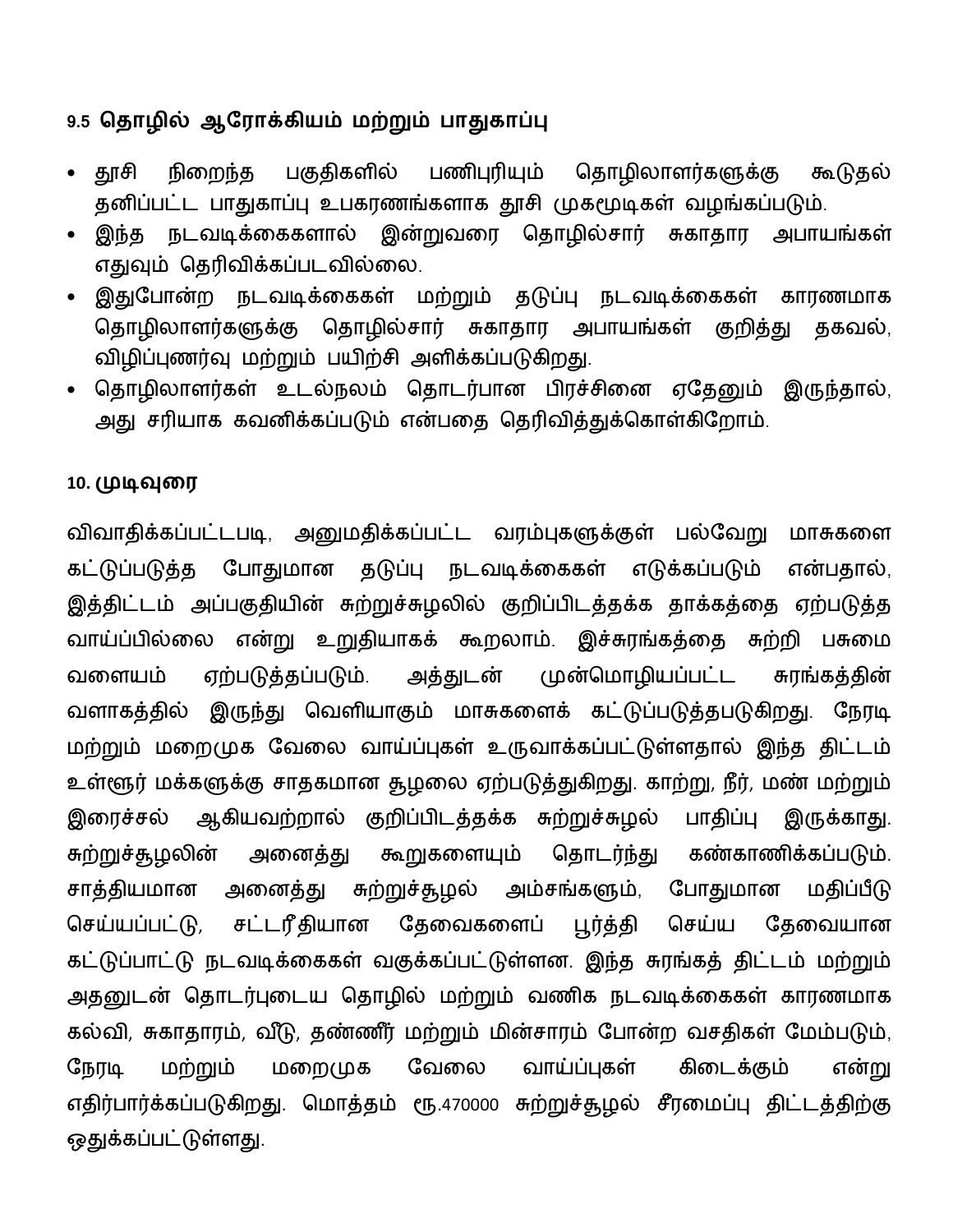### 9.5 தொழில் ஆரோக்கியம் மற்றும் பாதுகாப்பு

- தூசி நிறைந்த பகுதிகளில் பணிபுரியும் தொழிலாளர்களுக்கு கூடுதல் தனிப்பட்ட பாதுகாப்பு உபகரணங்களாக தூசி முகமூடிகள் வழங்கப்படும்.
- இந்த நடவடிக்கைகளால் இன்றுவரை தொழில்சார் சுகாதார அபாயங்கள் எதுவும் தெரிவிக்கப்படவில்லை.
- இதுபோன்ற நடவடிக்கைகள் மற்றும் தடுப்பு நடவடிக்கைகள் காரணமாக தொழிலாளர்களுக்கு தொழில்சார் சுகாதார அபாயங்கள் குறித்து தகவல், விழிப்புணர்வு மற்றும் பயிற்சி அளிக்கப்படுகிறது.
- தொழிலாளர்கள் உடல்நலம் தொடர்பான பிரச்சினை ஏதேனும் இருந்தால், அது சரியாக கவனிக்கப்படும் என்பதை தெரிவித்துக்கொள்கிறோம்.

## 10. முடிவுரை

விவாதிக்கப்பட்டபடி, அனுமதிக்கப்பட்ட வரம்புகளுக்குள் பல்வேறு மாசுகளை கட்டுப்படுத்த போதுமான தடுப்பு நடவடிக்கைகள் எடுக்கப்படும் என்பதால், இத்திட்டம் அப்பகுதியின் சுற்றுச்சுழலில் குறிப்பிடத்தக்க தாக்கத்தை ஏற்படுத்த வாய்ப்பில்லை என்று உறுதியாகக் கூறலாம். இச்சுரங்கத்தை சுற்றி பசுமை வளையம் ஏற்படுத்தப்படும். அத்துடன் முன்மொழியப்பட்ட சுரங்கத்தின் வளாகத்தில் இருந்து வெளியாகும் மாசுகளைக் கட்டுப்படுத்தபடுகிறது. நேரடி மற்றும் மறைமுக வேலை வாய்ப்புகள் உருவாக்கப்பட்டுள்ளதால் இந்த திட்டம் உள்ளூர் மக்களுக்கு சாதகமான சூழலை ஏற்படுத்துகிறது. காற்று, நீர், மண் மற்றும் இரைச்சல் ஆகியவற்றால் குறிப்பிடத்தக்க சுற்றுச்சுழல் பாதிப்பு இருக்காது. சுற்றுச்சூழலின் அனைத்து கூறுகளையும் தொடர்ந்து கண்காணிக்கப்படும். சாத்தியமான அனைத்து சுற்றுச்சூழல் அம்சங்களும், போதுமான மதிப்பீடு செய்யப்பட்டு, சட்டரீதியான தேவைகளைப் பூர்த்தி செய்ய தேவையான கட்டுப்பாட்டு நடவடிக்கைகள் வகுக்கப்பட்டுள்ளன. இந்த சுரங்கத் திட்டம் மற்றும் அதனுடன் தொடர்புடைய தொழில் மற்றும் வணிக நடவடிக்கைகள் காரணமாக கல்வி, சுகாதாரம், வீடு, தண்ணீர் மற்றும் மின்சாரம் போன்ற வசதிகள் மேம்படும், நேரடி மற்றும் மறைமுக வேலை வாய்ப்புகள் கிடைக்கும் என்று எதிர்பார்க்கப்படுகிறது. மொத்தம் ரூ.470000 சுற்றுச்சூழல் சீரமைப்பு திட்டத்திற்கு ஒதுக்கப்பட்டுள்ளது.